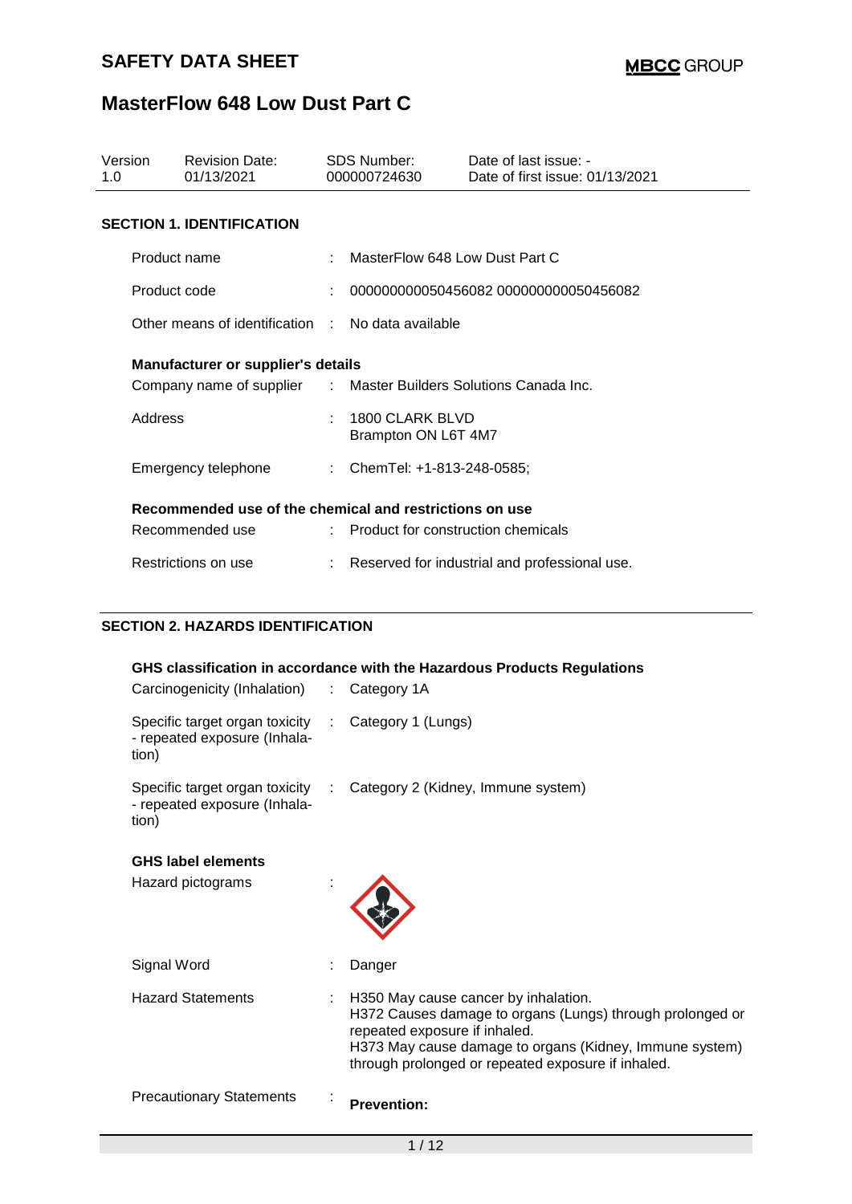# SAFETY DATA SHEET

# MasterFlow 648 Low Dust Part C

| Version | Revision Date: | SDS Number: | Date of last issue: - |
|---|---|---|---|
| 1.0 | 01/13/2021 | 000000724630 | Date of first issue: 01/13/2021 |

## SECTION 1. IDENTIFICATION

Product name : MasterFlow 648 Low Dust Part C

Product code : 000000000050456082 000000000050456082

Other means of identification : No data available

**Manufacturer or supplier's details**

Company name of supplier : Master Builders Solutions Canada Inc.

Address : 1800 CLARK BLVD
Brampton ON L6T 4M7

Emergency telephone : ChemTel: +1-813-248-0585;

**Recommended use of the chemical and restrictions on use**

Recommended use : Product for construction chemicals

Restrictions on use : Reserved for industrial and professional use.

## SECTION 2. HAZARDS IDENTIFICATION

**GHS classification in accordance with the Hazardous Products Regulations**

Carcinogenicity (Inhalation) : Category 1A

Specific target organ toxicity - repeated exposure (Inhalation) : Category 1 (Lungs)

Specific target organ toxicity - repeated exposure (Inhalation) : Category 2 (Kidney, Immune system)

**GHS label elements**

Hazard pictograms :

Signal Word : Danger

Hazard Statements : H350 May cause cancer by inhalation.
H372 Causes damage to organs (Lungs) through prolonged or repeated exposure if inhaled.
H373 May cause damage to organs (Kidney, Immune system) through prolonged or repeated exposure if inhaled.

Precautionary Statements : **Prevention:**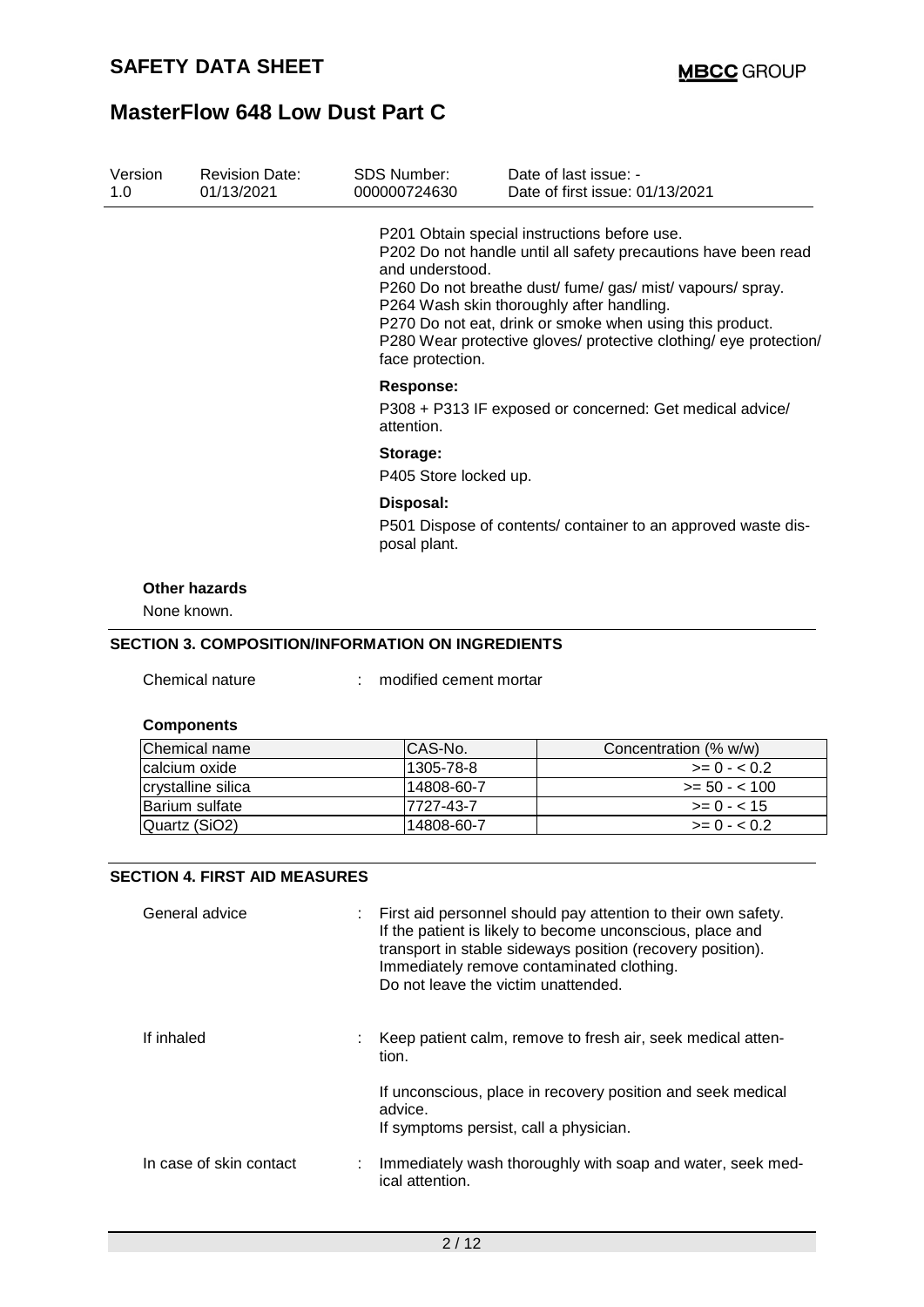| Version | Revision Date: | SDS Number: | Date of last issue: - |
|---|---|---|---|
| 1.0 | 01/13/2021 | 000000724630 | Date of first issue: 01/13/2021 |

P201 Obtain special instructions before use.
P202 Do not handle until all safety precautions have been read and understood.
P260 Do not breathe dust/ fume/ gas/ mist/ vapours/ spray.
P264 Wash skin thoroughly after handling.
P270 Do not eat, drink or smoke when using this product.
P280 Wear protective gloves/ protective clothing/ eye protection/ face protection.

**Response:**

P308 + P313 IF exposed or concerned: Get medical advice/ attention.

**Storage:**

P405 Store locked up.

**Disposal:**

P501 Dispose of contents/ container to an approved waste disposal plant.

**Other hazards**

None known.

## SECTION 3. COMPOSITION/INFORMATION ON INGREDIENTS

Chemical nature : modified cement mortar

**Components**

| Chemical name | CAS-No. | Concentration (% w/w) |
|---|---|---|
| calcium oxide | 1305-78-8 | >= 0 - < 0.2 |
| crystalline silica | 14808-60-7 | >= 50 - < 100 |
| Barium sulfate | 7727-43-7 | >= 0 - < 15 |
| Quartz (SiO2) | 14808-60-7 | >= 0 - < 0.2 |

## SECTION 4. FIRST AID MEASURES

General advice : First aid personnel should pay attention to their own safety. If the patient is likely to become unconscious, place and transport in stable sideways position (recovery position). Immediately remove contaminated clothing. Do not leave the victim unattended.

If inhaled : Keep patient calm, remove to fresh air, seek medical attention.

If unconscious, place in recovery position and seek medical advice.
If symptoms persist, call a physician.

In case of skin contact : Immediately wash thoroughly with soap and water, seek medical attention.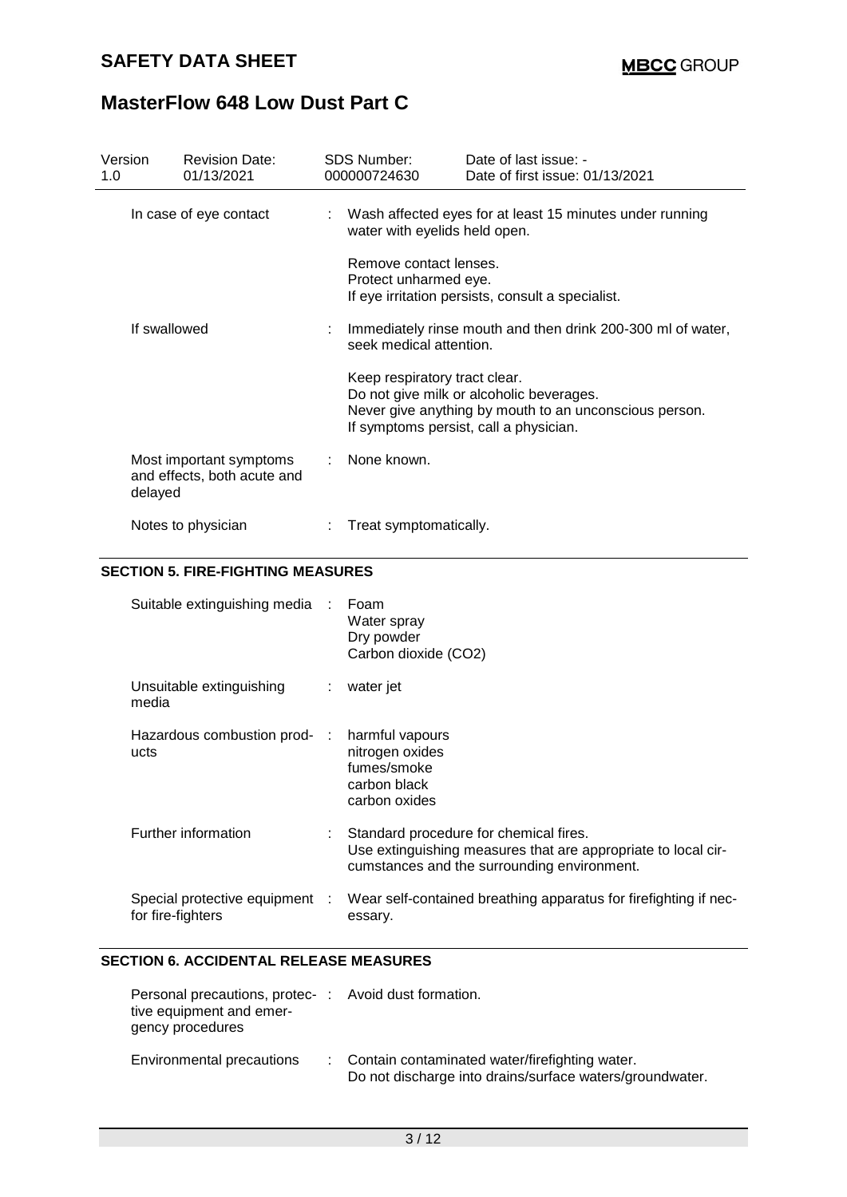| | |
|---|---|
| In case of eye contact | : Wash affected eyes for at least 15 minutes under running water with eyelids held open.<br><br>Remove contact lenses.<br>Protect unharmed eye.<br>If eye irritation persists, consult a specialist. |
| If swallowed | : Immediately rinse mouth and then drink 200-300 ml of water, seek medical attention.<br><br>Keep respiratory tract clear.<br>Do not give milk or alcoholic beverages.<br>Never give anything by mouth to an unconscious person.<br>If symptoms persist, call a physician. |
| Most important symptoms and effects, both acute and delayed | : None known. |
| Notes to physician | : Treat symptomatically. |

## SECTION 5. FIRE-FIGHTING MEASURES

| | |
|---|---|
| Suitable extinguishing media | : Foam<br>Water spray<br>Dry powder<br>Carbon dioxide ($CO_2$) |
| Unsuitable extinguishing media | : water jet |
| Hazardous combustion products | : harmful vapours<br>nitrogen oxides<br>fumes/smoke<br>carbon black<br>carbon oxides |
| Further information | : Standard procedure for chemical fires.<br>Use extinguishing measures that are appropriate to local circumstances and the surrounding environment. |
| Special protective equipment for fire-fighters | : Wear self-contained breathing apparatus for firefighting if necessary. |

## SECTION 6. ACCIDENTAL RELEASE MEASURES

| | |
|---|---|
| Personal precautions, protective equipment and emergency procedures | : Avoid dust formation. |
| Environmental precautions | : Contain contaminated water/firefighting water.<br>Do not discharge into drains/surface waters/groundwater. |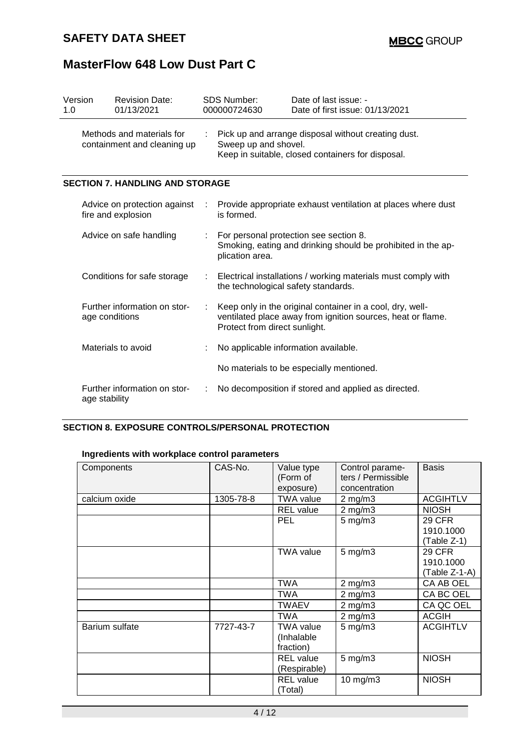| Version | Revision Date: | SDS Number: | Date of last issue: - |
|---|---|---|---|
| 1.0 | 01/13/2021 | 000000724630 | Date of first issue: 01/13/2021 |

Methods and materials for containment and cleaning up : Pick up and arrange disposal without creating dust.
Sweep up and shovel.
Keep in suitable, closed containers for disposal.

## SECTION 7. HANDLING AND STORAGE

Advice on protection against fire and explosion : Provide appropriate exhaust ventilation at places where dust is formed.

Advice on safe handling : For personal protection see section 8.
Smoking, eating and drinking should be prohibited in the application area.

Conditions for safe storage : Electrical installations / working materials must comply with the technological safety standards.

Further information on storage conditions : Keep only in the original container in a cool, dry, well-ventilated place away from ignition sources, heat or flame. Protect from direct sunlight.

Materials to avoid : No applicable information available.

No materials to be especially mentioned.

Further information on storage stability : No decomposition if stored and applied as directed.

## SECTION 8. EXPOSURE CONTROLS/PERSONAL PROTECTION

**Ingredients with workplace control parameters**

| Components | CAS-No. | Value type (Form of exposure) | Control parameters / Permissible concentration | Basis |
|---|---|---|---|---|
| calcium oxide | 1305-78-8 | TWA value | 2 mg/m3 | ACGIHTLV |
| | | REL value | 2 mg/m3 | NIOSH |
| | | PEL | 5 mg/m3 | 29 CFR 1910.1000 (Table Z-1) |
| | | TWA value | 5 mg/m3 | 29 CFR 1910.1000 (Table Z-1-A) |
| | | TWA | 2 mg/m3 | CA AB OEL |
| | | TWA | 2 mg/m3 | CA BC OEL |
| | | TWAEV | 2 mg/m3 | CA QC OEL |
| | | TWA | 2 mg/m3 | ACGIH |
| Barium sulfate | 7727-43-7 | TWA value (Inhalable fraction) | 5 mg/m3 | ACGIHTLV |
| | | REL value (Respirable) | 5 mg/m3 | NIOSH |
| | | REL value (Total) | 10 mg/m3 | NIOSH |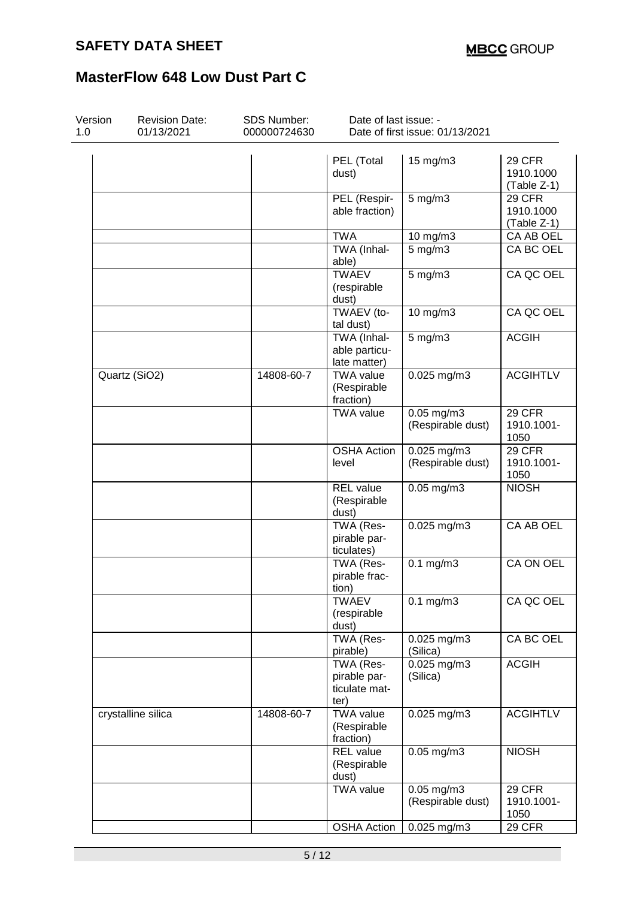# SAFETY DATA SHEET

# MasterFlow 648 Low Dust Part C

| Version | Revision Date: | SDS Number: | Date of last issue: - |
|---|---|---|---|
| 1.0 | 01/13/2021 | 000000724630 | Date of first issue: 01/13/2021 |

| | | | | |
|---|---|---|---|---|
| | | PEL (Total dust) | 15 mg/m3 | 29 CFR 1910.1000 (Table Z-1) |
| | | PEL (Respirable fraction) | 5 mg/m3 | 29 CFR 1910.1000 (Table Z-1) |
| | | TWA | 10 mg/m3 | CA AB OEL |
| | | TWA (Inhalable) | 5 mg/m3 | CA BC OEL |
| | | TWAEV (respirable dust) | 5 mg/m3 | CA QC OEL |
| | | TWAEV (total dust) | 10 mg/m3 | CA QC OEL |
| | | TWA (Inhalable particulate matter) | 5 mg/m3 | ACGIH |
| Quartz (SiO2) | 14808-60-7 | TWA value (Respirable fraction) | 0.025 mg/m3 | ACGIHTLV |
| | | TWA value | 0.05 mg/m3 (Respirable dust) | 29 CFR 1910.1001-1050 |
| | | OSHA Action level | 0.025 mg/m3 (Respirable dust) | 29 CFR 1910.1001-1050 |
| | | REL value (Respirable dust) | 0.05 mg/m3 | NIOSH |
| | | TWA (Respirable particulates) | 0.025 mg/m3 | CA AB OEL |
| | | TWA (Respirable fraction) | 0.1 mg/m3 | CA ON OEL |
| | | TWAEV (respirable dust) | 0.1 mg/m3 | CA QC OEL |
| | | TWA (Respirable) | 0.025 mg/m3 (Silica) | CA BC OEL |
| | | TWA (Respirable particulate matter) | 0.025 mg/m3 (Silica) | ACGIH |
| crystalline silica | 14808-60-7 | TWA value (Respirable fraction) | 0.025 mg/m3 | ACGIHTLV |
| | | REL value (Respirable dust) | 0.05 mg/m3 | NIOSH |
| | | TWA value | 0.05 mg/m3 (Respirable dust) | 29 CFR 1910.1001-1050 |
| | | OSHA Action | 0.025 mg/m3 | 29 CFR |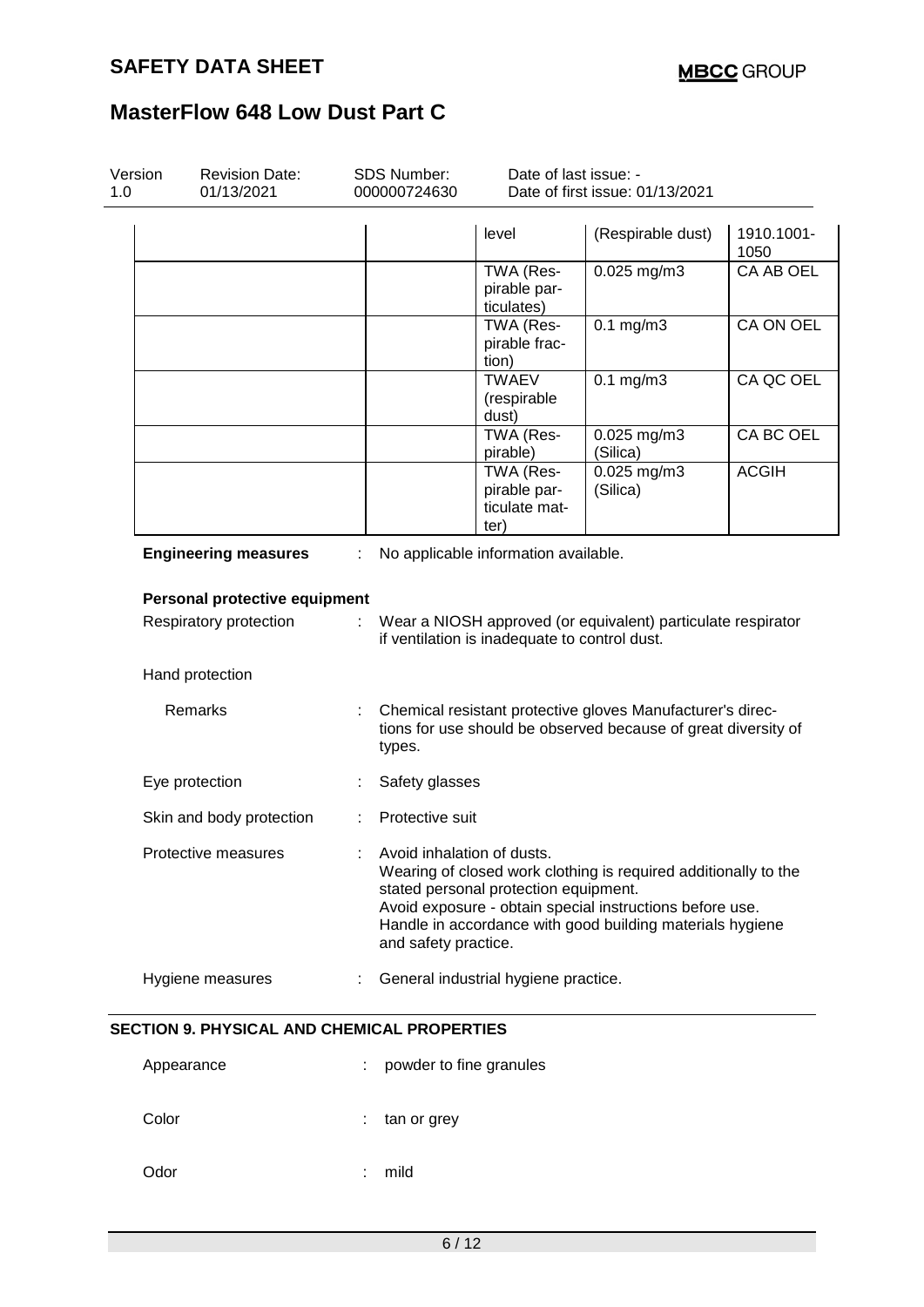| | | | | |
|---|---|---|---|---|
| | | level | (Respirable dust) | 1910.1001-1050 |
| | | TWA (Respirable particulates) | 0.025 mg/m3 | CA AB OEL |
| | | TWA (Respirable fraction) | 0.1 mg/m3 | CA ON OEL |
| | | TWAEV (respirable dust) | 0.1 mg/m3 | CA QC OEL |
| | | TWA (Respirable) | 0.025 mg/m3 (Silica) | CA BC OEL |
| | | TWA (Respirable particulate matter) | 0.025 mg/m3 (Silica) | ACGIH |

**Engineering measures** : No applicable information available.

**Personal protective equipment**

Respiratory protection : Wear a NIOSH approved (or equivalent) particulate respirator if ventilation is inadequate to control dust.

Hand protection

Remarks : Chemical resistant protective gloves Manufacturer's directions for use should be observed because of great diversity of types.

Eye protection : Safety glasses

Skin and body protection : Protective suit

Protective measures : Avoid inhalation of dusts.
Wearing of closed work clothing is required additionally to the stated personal protection equipment.
Avoid exposure - obtain special instructions before use.
Handle in accordance with good building materials hygiene and safety practice.

Hygiene measures : General industrial hygiene practice.

## SECTION 9. PHYSICAL AND CHEMICAL PROPERTIES

Appearance : powder to fine granules

Color : tan or grey

Odor : mild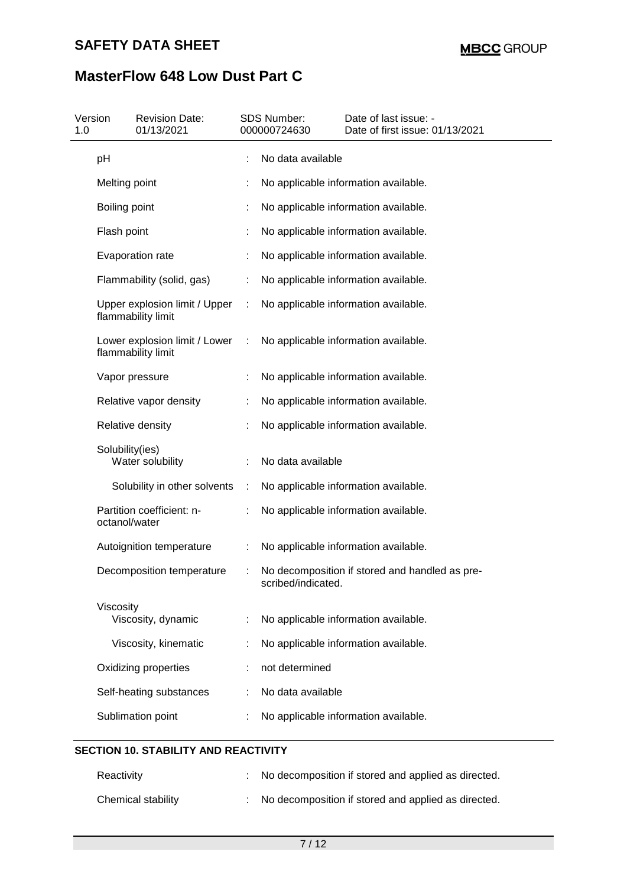| Property | | Value |
|---|---|---|
| pH | : | No data available |
| Melting point | : | No applicable information available. |
| Boiling point | : | No applicable information available. |
| Flash point | : | No applicable information available. |
| Evaporation rate | : | No applicable information available. |
| Flammability (solid, gas) | : | No applicable information available. |
| Upper explosion limit / Upper flammability limit | : | No applicable information available. |
| Lower explosion limit / Lower flammability limit | : | No applicable information available. |
| Vapor pressure | : | No applicable information available. |
| Relative vapor density | : | No applicable information available. |
| Relative density | : | No applicable information available. |
| Solubility(ies) | | |
| Water solubility | : | No data available |
| Solubility in other solvents | : | No applicable information available. |
| Partition coefficient: n-octanol/water | : | No applicable information available. |
| Autoignition temperature | : | No applicable information available. |
| Decomposition temperature | : | No decomposition if stored and handled as prescribed/indicated. |
| Viscosity | | |
| Viscosity, dynamic | : | No applicable information available. |
| Viscosity, kinematic | : | No applicable information available. |
| Oxidizing properties | : | not determined |
| Self-heating substances | : | No data available |
| Sublimation point | : | No applicable information available. |

## SECTION 10. STABILITY AND REACTIVITY

| Property | | Value |
|---|---|---|
| Reactivity | : | No decomposition if stored and applied as directed. |
| Chemical stability | : | No decomposition if stored and applied as directed. |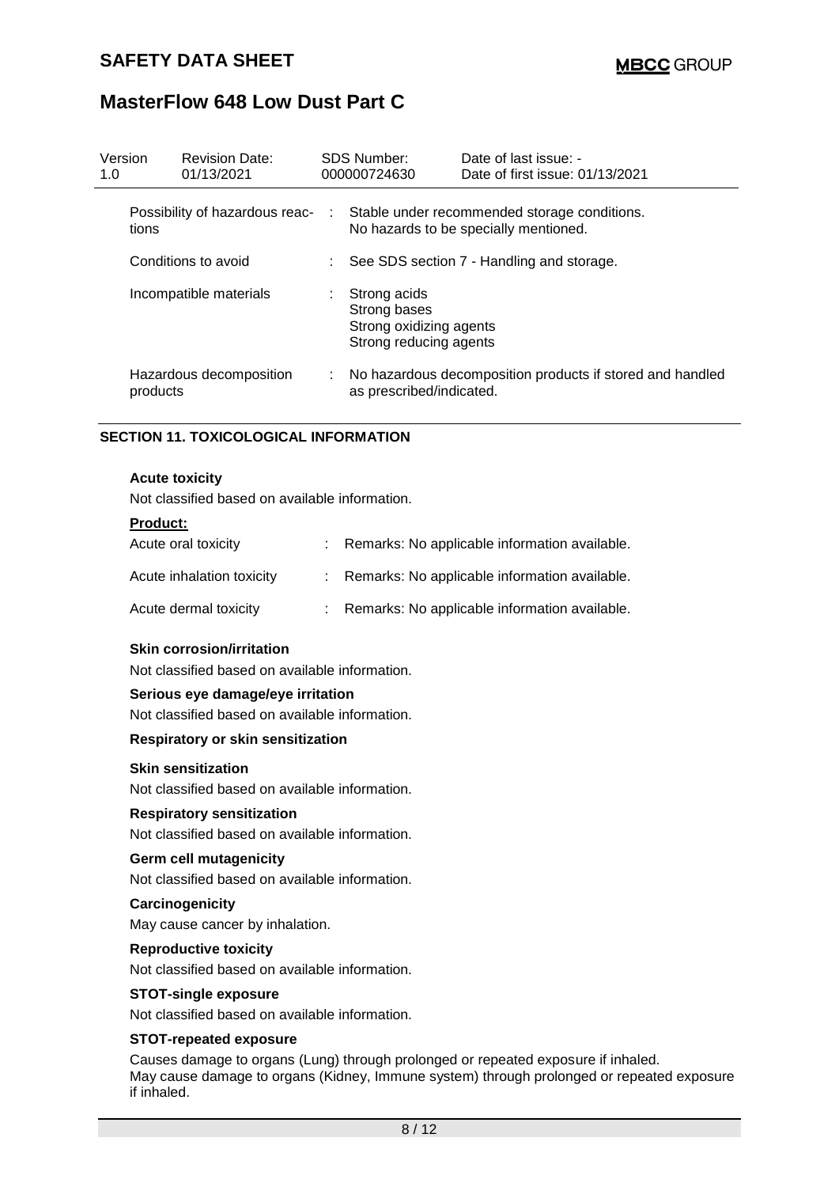| Version 1.0 | Revision Date: 01/13/2021 | SDS Number: 000000724630 | Date of last issue: - Date of first issue: 01/13/2021 |
|---|---|---|---|

| | |
|---|---|
| Possibility of hazardous reactions | : Stable under recommended storage conditions. No hazards to be specially mentioned. |
| Conditions to avoid | : See SDS section 7 - Handling and storage. |
| Incompatible materials | : Strong acids<br>Strong bases<br>Strong oxidizing agents<br>Strong reducing agents |
| Hazardous decomposition products | : No hazardous decomposition products if stored and handled as prescribed/indicated. |

## SECTION 11. TOXICOLOGICAL INFORMATION

**Acute toxicity**

Not classified based on available information.

**Product:**

| | |
|---|---|
| Acute oral toxicity | : Remarks: No applicable information available. |
| Acute inhalation toxicity | : Remarks: No applicable information available. |
| Acute dermal toxicity | : Remarks: No applicable information available. |

**Skin corrosion/irritation**

Not classified based on available information.

**Serious eye damage/eye irritation**

Not classified based on available information.

**Respiratory or skin sensitization**

**Skin sensitization**

Not classified based on available information.

**Respiratory sensitization**

Not classified based on available information.

**Germ cell mutagenicity**

Not classified based on available information.

**Carcinogenicity**

May cause cancer by inhalation.

**Reproductive toxicity**

Not classified based on available information.

**STOT-single exposure**

Not classified based on available information.

**STOT-repeated exposure**

Causes damage to organs (Lung) through prolonged or repeated exposure if inhaled.
May cause damage to organs (Kidney, Immune system) through prolonged or repeated exposure if inhaled.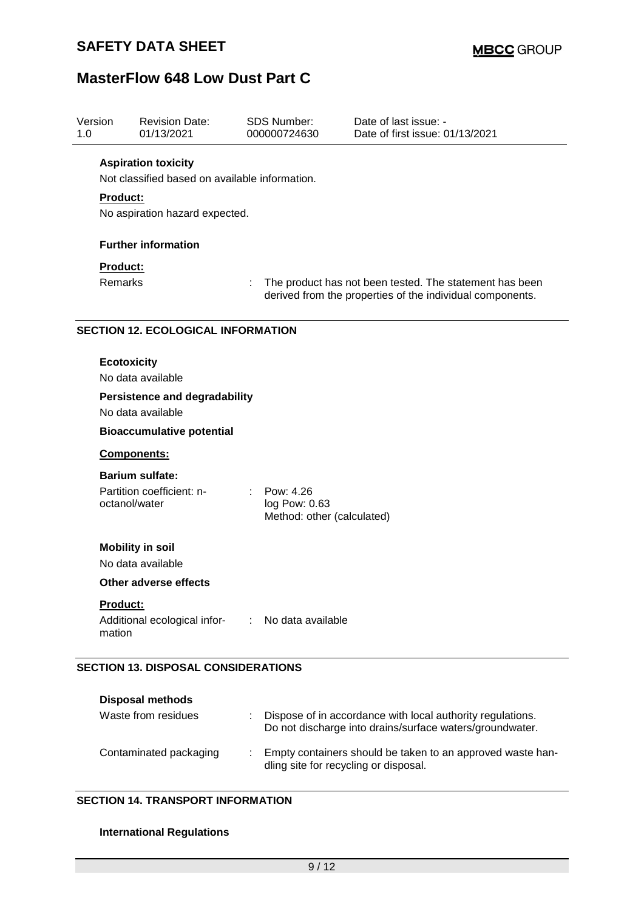**Aspiration toxicity**

Not classified based on available information.

**Product:**

No aspiration hazard expected.

**Further information**

**Product:**

| | | |
|---|---|---|
| Remarks | : | The product has not been tested. The statement has been derived from the properties of the individual components. |

## SECTION 12. ECOLOGICAL INFORMATION

**Ecotoxicity**

No data available

**Persistence and degradability**

No data available

**Bioaccumulative potential**

**Components:**

**Barium sulfate:**

| | | |
|---|---|---|
| Partition coefficient: n-octanol/water | : | Pow: 4.26<br>log Pow: 0.63<br>Method: other (calculated) |

**Mobility in soil**

No data available

**Other adverse effects**

**Product:**

| | | |
|---|---|---|
| Additional ecological information | : | No data available |

## SECTION 13. DISPOSAL CONSIDERATIONS

**Disposal methods**

| | | |
|---|---|---|
| Waste from residues | : | Dispose of in accordance with local authority regulations. Do not discharge into drains/surface waters/groundwater. |
| Contaminated packaging | : | Empty containers should be taken to an approved waste handling site for recycling or disposal. |

## SECTION 14. TRANSPORT INFORMATION

**International Regulations**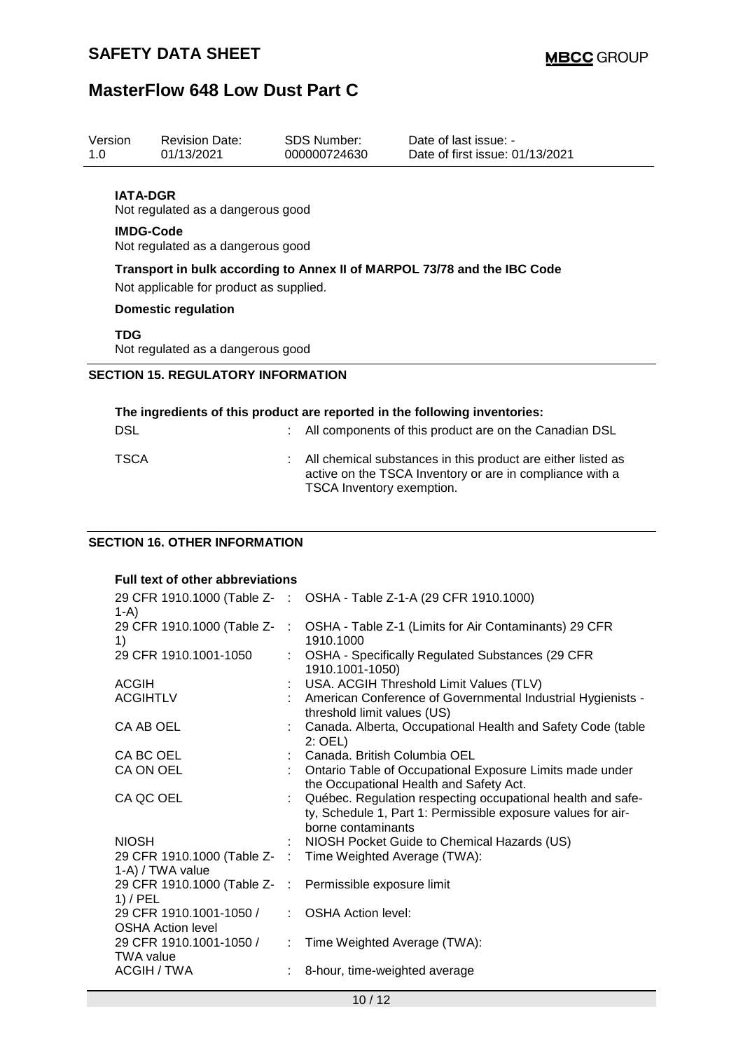**IATA-DGR**
Not regulated as a dangerous good

**IMDG-Code**
Not regulated as a dangerous good

**Transport in bulk according to Annex II of MARPOL 73/78 and the IBC Code**

Not applicable for product as supplied.

**Domestic regulation**

**TDG**
Not regulated as a dangerous good

## SECTION 15. REGULATORY INFORMATION

**The ingredients of this product are reported in the following inventories:**

| | | |
|---|---|---|
| DSL | : | All components of this product are on the Canadian DSL |
| TSCA | : | All chemical substances in this product are either listed as active on the TSCA Inventory or are in compliance with a TSCA Inventory exemption. |

## SECTION 16. OTHER INFORMATION

**Full text of other abbreviations**

| | | |
|---|---|---|
| 29 CFR 1910.1000 (Table Z-1-A) | : | OSHA - Table Z-1-A (29 CFR 1910.1000) |
| 29 CFR 1910.1000 (Table Z-1) | : | OSHA - Table Z-1 (Limits for Air Contaminants) 29 CFR 1910.1000 |
| 29 CFR 1910.1001-1050 | : | OSHA - Specifically Regulated Substances (29 CFR 1910.1001-1050) |
| ACGIH | : | USA. ACGIH Threshold Limit Values (TLV) |
| ACGIHTLV | : | American Conference of Governmental Industrial Hygienists - threshold limit values (US) |
| CA AB OEL | : | Canada. Alberta, Occupational Health and Safety Code (table 2: OEL) |
| CA BC OEL | : | Canada. British Columbia OEL |
| CA ON OEL | : | Ontario Table of Occupational Exposure Limits made under the Occupational Health and Safety Act. |
| CA QC OEL | : | Québec. Regulation respecting occupational health and safety, Schedule 1, Part 1: Permissible exposure values for airborne contaminants |
| NIOSH | : | NIOSH Pocket Guide to Chemical Hazards (US) |
| 29 CFR 1910.1000 (Table Z-1-A) / TWA value | : | Time Weighted Average (TWA): |
| 29 CFR 1910.1000 (Table Z-1) / PEL | : | Permissible exposure limit |
| 29 CFR 1910.1001-1050 / OSHA Action level | : | OSHA Action level: |
| 29 CFR 1910.1001-1050 / TWA value | : | Time Weighted Average (TWA): |
| ACGIH / TWA | : | 8-hour, time-weighted average |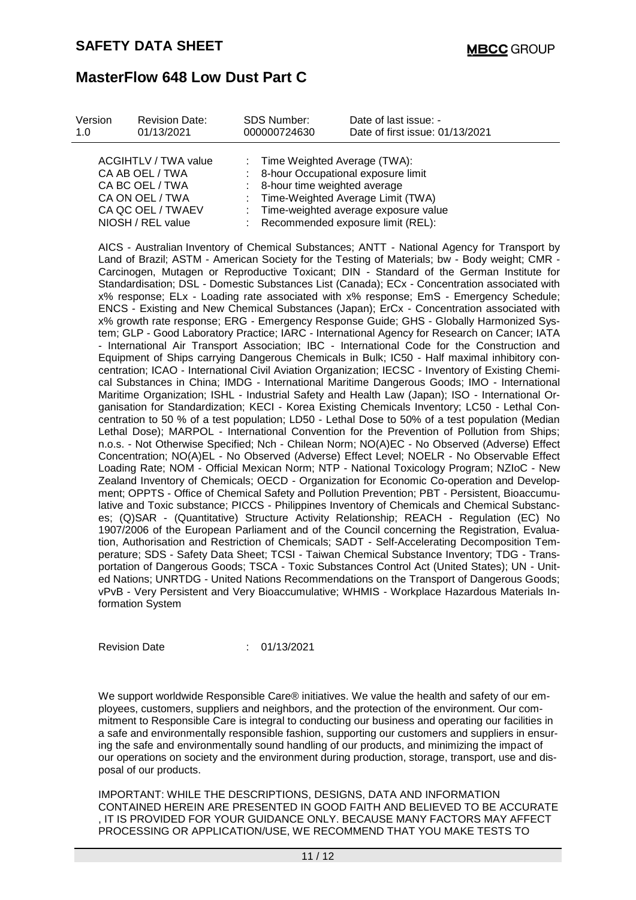| Version | Revision Date: | SDS Number: | Date of last issue: - |
|---|---|---|---|
| 1.0 | 01/13/2021 | 000000724630 | Date of first issue: 01/13/2021 |

| | | |
|---|---|---|
| ACGIHTLV / TWA value | : | Time Weighted Average (TWA): |
| CA AB OEL / TWA | : | 8-hour Occupational exposure limit |
| CA BC OEL / TWA | : | 8-hour time weighted average |
| CA ON OEL / TWA | : | Time-Weighted Average Limit (TWA) |
| CA QC OEL / TWAEV | : | Time-weighted average exposure value |
| NIOSH / REL value | : | Recommended exposure limit (REL): |

AICS - Australian Inventory of Chemical Substances; ANTT - National Agency for Transport by Land of Brazil; ASTM - American Society for the Testing of Materials; bw - Body weight; CMR - Carcinogen, Mutagen or Reproductive Toxicant; DIN - Standard of the German Institute for Standardisation; DSL - Domestic Substances List (Canada); ECx - Concentration associated with x% response; ELx - Loading rate associated with x% response; EmS - Emergency Schedule; ENCS - Existing and New Chemical Substances (Japan); ErCx - Concentration associated with x% growth rate response; ERG - Emergency Response Guide; GHS - Globally Harmonized System; GLP - Good Laboratory Practice; IARC - International Agency for Research on Cancer; IATA - International Air Transport Association; IBC - International Code for the Construction and Equipment of Ships carrying Dangerous Chemicals in Bulk; IC50 - Half maximal inhibitory concentration; ICAO - International Civil Aviation Organization; IECSC - Inventory of Existing Chemical Substances in China; IMDG - International Maritime Dangerous Goods; IMO - International Maritime Organization; ISHL - Industrial Safety and Health Law (Japan); ISO - International Organisation for Standardization; KECI - Korea Existing Chemicals Inventory; LC50 - Lethal Concentration to 50 % of a test population; LD50 - Lethal Dose to 50% of a test population (Median Lethal Dose); MARPOL - International Convention for the Prevention of Pollution from Ships; n.o.s. - Not Otherwise Specified; Nch - Chilean Norm; NO(A)EC - No Observed (Adverse) Effect Concentration; NO(A)EL - No Observed (Adverse) Effect Level; NOELR - No Observable Effect Loading Rate; NOM - Official Mexican Norm; NTP - National Toxicology Program; NZIoC - New Zealand Inventory of Chemicals; OECD - Organization for Economic Co-operation and Development; OPPTS - Office of Chemical Safety and Pollution Prevention; PBT - Persistent, Bioaccumulative and Toxic substance; PICCS - Philippines Inventory of Chemicals and Chemical Substances; (Q)SAR - (Quantitative) Structure Activity Relationship; REACH - Regulation (EC) No 1907/2006 of the European Parliament and of the Council concerning the Registration, Evaluation, Authorisation and Restriction of Chemicals; SADT - Self-Accelerating Decomposition Temperature; SDS - Safety Data Sheet; TCSI - Taiwan Chemical Substance Inventory; TDG - Transportation of Dangerous Goods; TSCA - Toxic Substances Control Act (United States); UN - United Nations; UNRTDG - United Nations Recommendations on the Transport of Dangerous Goods; vPvB - Very Persistent and Very Bioaccumulative; WHMIS - Workplace Hazardous Materials Information System

Revision Date : 01/13/2021

We support worldwide Responsible Care® initiatives. We value the health and safety of our employees, customers, suppliers and neighbors, and the protection of the environment. Our commitment to Responsible Care is integral to conducting our business and operating our facilities in a safe and environmentally responsible fashion, supporting our customers and suppliers in ensuring the safe and environmentally sound handling of our products, and minimizing the impact of our operations on society and the environment during production, storage, transport, use and disposal of our products.

IMPORTANT: WHILE THE DESCRIPTIONS, DESIGNS, DATA AND INFORMATION CONTAINED HEREIN ARE PRESENTED IN GOOD FAITH AND BELIEVED TO BE ACCURATE , IT IS PROVIDED FOR YOUR GUIDANCE ONLY. BECAUSE MANY FACTORS MAY AFFECT PROCESSING OR APPLICATION/USE, WE RECOMMEND THAT YOU MAKE TESTS TO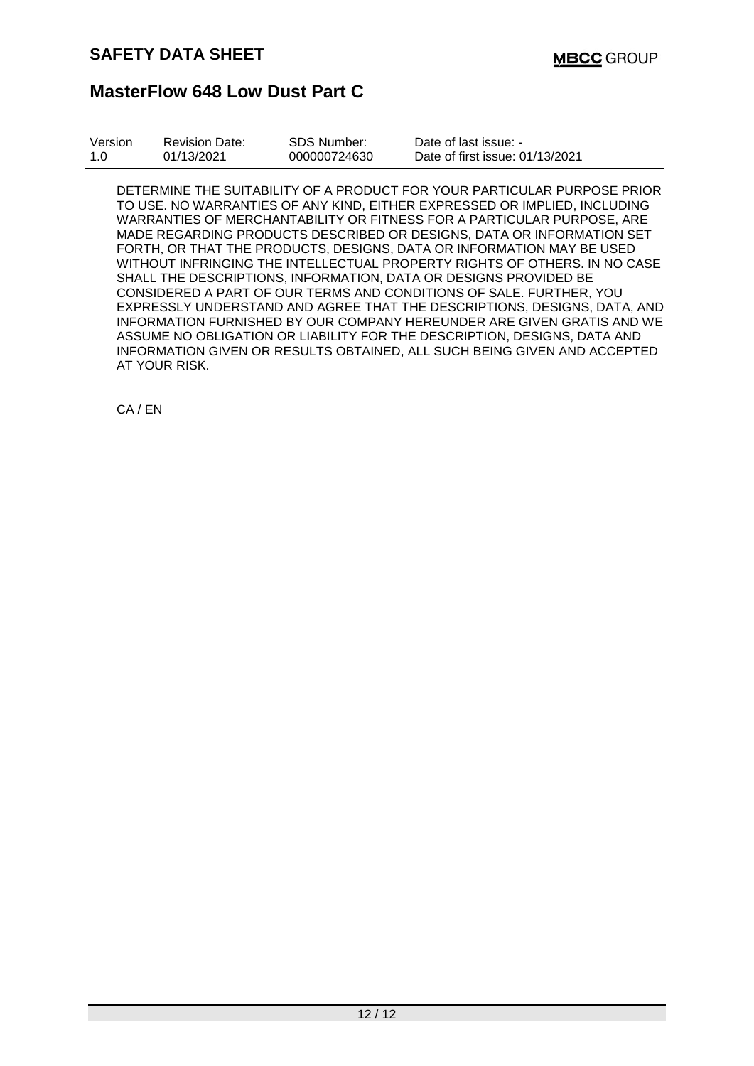DETERMINE THE SUITABILITY OF A PRODUCT FOR YOUR PARTICULAR PURPOSE PRIOR TO USE. NO WARRANTIES OF ANY KIND, EITHER EXPRESSED OR IMPLIED, INCLUDING WARRANTIES OF MERCHANTABILITY OR FITNESS FOR A PARTICULAR PURPOSE, ARE MADE REGARDING PRODUCTS DESCRIBED OR DESIGNS, DATA OR INFORMATION SET FORTH, OR THAT THE PRODUCTS, DESIGNS, DATA OR INFORMATION MAY BE USED WITHOUT INFRINGING THE INTELLECTUAL PROPERTY RIGHTS OF OTHERS. IN NO CASE SHALL THE DESCRIPTIONS, INFORMATION, DATA OR DESIGNS PROVIDED BE CONSIDERED A PART OF OUR TERMS AND CONDITIONS OF SALE. FURTHER, YOU EXPRESSLY UNDERSTAND AND AGREE THAT THE DESCRIPTIONS, DESIGNS, DATA, AND INFORMATION FURNISHED BY OUR COMPANY HEREUNDER ARE GIVEN GRATIS AND WE ASSUME NO OBLIGATION OR LIABILITY FOR THE DESCRIPTION, DESIGNS, DATA AND INFORMATION GIVEN OR RESULTS OBTAINED, ALL SUCH BEING GIVEN AND ACCEPTED AT YOUR RISK.

CA / EN